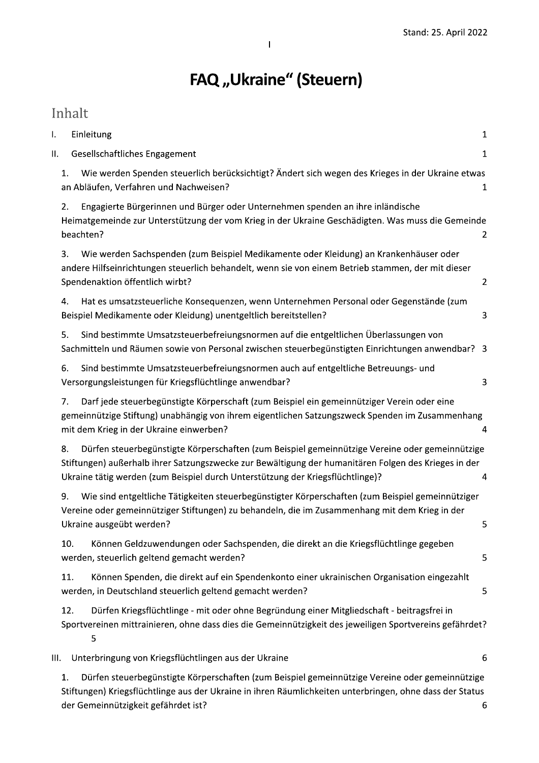Stand: 25. April 2022

# FAQ „Ukraine" (Steuern)

## Inhalt

I. Einleitung 1

II. Gesellschaftliches Engagement 1

1. Wie werden Spenden steuerlich berücksichtigt? Ändert sich wegen des Krieges in der Ukraine etwas an Abläufen, Verfahren und Nachweisen? 1

2. Engagierte Bürgerinnen und Bürger oder Unternehmen spenden an ihre inländische Heimatgemeinde zur Unterstützung der vom Krieg in der Ukraine Geschädigten. Was muss die Gemeinde beachten? 2

3. Wie werden Sachspenden (zum Beispiel Medikamente oder Kleidung) an Krankenhäuser oder andere Hilfseinrichtungen steuerlich behandelt, wenn sie von einem Betrieb stammen, der mit dieser Spendenaktion öffentlich wirbt? 2

4. Hat es umsatzsteuerliche Konsequenzen, wenn Unternehmen Personal oder Gegenstände (zum Beispiel Medikamente oder Kleidung) unentgeltlich bereitstellen? 3

5. Sind bestimmte Umsatzsteuerbefreiungsnormen auf die entgeltlichen Überlassungen von Sachmitteln und Räumen sowie von Personal zwischen steuerbegünstigten Einrichtungen anwendbar? 3

6. Sind bestimmte Umsatzsteuerbefreiungsnormen auch auf entgeltliche Betreuungs- und Versorgungsleistungen für Kriegsflüchtlinge anwendbar? 3

7. Darf jede steuerbegünstigte Körperschaft (zum Beispiel ein gemeinnütziger Verein oder eine gemeinnützige Stiftung) unabhängig von ihrem eigentlichen Satzungszweck Spenden im Zusammenhang mit dem Krieg in der Ukraine einwerben? 4

8. Dürfen steuerbegünstigte Körperschaften (zum Beispiel gemeinnützige Vereine oder gemeinnützige Stiftungen) außerhalb ihrer Satzungszwecke zur Bewältigung der humanitären Folgen des Krieges in der Ukraine tätig werden (zum Beispiel durch Unterstützung der Kriegsflüchtlinge)? 4

9. Wie sind entgeltliche Tätigkeiten steuerbegünstigter Körperschaften (zum Beispiel gemeinnütziger Vereine oder gemeinnütziger Stiftungen) zu behandeln, die im Zusammenhang mit dem Krieg in der Ukraine ausgeübt werden? 5

10. Können Geldzuwendungen oder Sachspenden, die direkt an die Kriegsflüchtlinge gegeben werden, steuerlich geltend gemacht werden? 5

11. Können Spenden, die direkt auf ein Spendenkonto einer ukrainischen Organisation eingezahlt werden, in Deutschland steuerlich geltend gemacht werden? 5

12. Dürfen Kriegsflüchtlinge - mit oder ohne Begründung einer Mitgliedschaft - beitragsfrei in Sportvereinen mittrainieren, ohne dass dies die Gemeinnützigkeit des jeweiligen Sportvereins gefährdet? 5

III. Unterbringung von Kriegsflüchtlingen aus der Ukraine 6

1. Dürfen steuerbegünstigte Körperschaften (zum Beispiel gemeinnützige Vereine oder gemeinnützige Stiftungen) Kriegsflüchtlinge aus der Ukraine in ihren Räumlichkeiten unterbringen, ohne dass der Status der Gemeinnützigkeit gefährdet ist? 6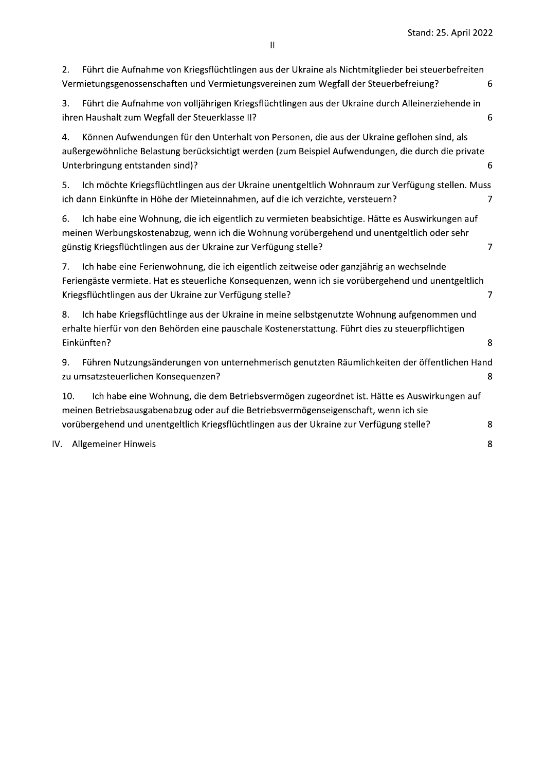2. Führt die Aufnahme von Kriegsflüchtlingen aus der Ukraine als Nichtmitglieder bei steuerbefreiten Vermietungsgenossenschaften und Vermietungsvereinen zum Wegfall der Steuerbefreiung? 6

3. Führt die Aufnahme von volljährigen Kriegsflüchtlingen aus der Ukraine durch Alleinerziehende in ihren Haushalt zum Wegfall der Steuerklasse II? 6

4. Können Aufwendungen für den Unterhalt von Personen, die aus der Ukraine geflohen sind, als außergewöhnliche Belastung berücksichtigt werden (zum Beispiel Aufwendungen, die durch die private Unterbringung entstanden sind)? 6

5. Ich möchte Kriegsflüchtlingen aus der Ukraine unentgeltlich Wohnraum zur Verfügung stellen. Muss ich dann Einkünfte in Höhe der Mieteinnahmen, auf die ich verzichte, versteuern? 7

6. Ich habe eine Wohnung, die ich eigentlich zu vermieten beabsichtige. Hätte es Auswirkungen auf meinen Werbungskostenabzug, wenn ich die Wohnung vorübergehend und unentgeltlich oder sehr günstig Kriegsflüchtlingen aus der Ukraine zur Verfügung stelle? 7

7. Ich habe eine Ferienwohnung, die ich eigentlich zeitweise oder ganzjährig an wechselnde Feriengäste vermiete. Hat es steuerliche Konsequenzen, wenn ich sie vorübergehend und unentgeltlich Kriegsflüchtlingen aus der Ukraine zur Verfügung stelle? 7

8. Ich habe Kriegsflüchtlinge aus der Ukraine in meine selbstgenutzte Wohnung aufgenommen und erhalte hierfür von den Behörden eine pauschale Kostenerstattung. Führt dies zu steuerpflichtigen Einkünften? 8

9. Führen Nutzungsänderungen von unternehmerisch genutzten Räumlichkeiten der öffentlichen Hand zu umsatzsteuerlichen Konsequenzen? 8

10. Ich habe eine Wohnung, die dem Betriebsvermögen zugeordnet ist. Hätte es Auswirkungen auf meinen Betriebsausgabenabzug oder auf die Betriebsvermögenseigenschaft, wenn ich sie vorübergehend und unentgeltlich Kriegsflüchtlingen aus der Ukraine zur Verfügung stelle? 8

IV. Allgemeiner Hinweis 8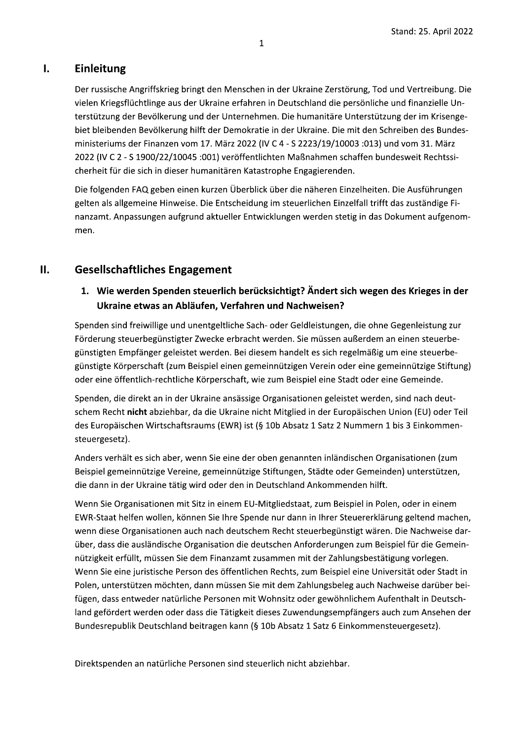## I. Einleitung

Der russische Angriffskrieg bringt den Menschen in der Ukraine Zerstörung, Tod und Vertreibung. Die vielen Kriegsflüchtlinge aus der Ukraine erfahren in Deutschland die persönliche und finanzielle Unterstützung der Bevölkerung und der Unternehmen. Die humanitäre Unterstützung der im Krisengebiet bleibenden Bevölkerung hilft der Demokratie in der Ukraine. Die mit den Schreiben des Bundesministeriums der Finanzen vom 17. März 2022 (IV C 4 - S 2223/19/10003 :013) und vom 31. März 2022 (IV C 2 - S 1900/22/10045 :001) veröffentlichten Maßnahmen schaffen bundesweit Rechtssicherheit für die sich in dieser humanitären Katastrophe Engagierenden.

Die folgenden FAQ geben einen kurzen Überblick über die näheren Einzelheiten. Die Ausführungen gelten als allgemeine Hinweise. Die Entscheidung im steuerlichen Einzelfall trifft das zuständige Finanzamt. Anpassungen aufgrund aktueller Entwicklungen werden stetig in das Dokument aufgenommen.

## II. Gesellschaftliches Engagement

### 1. Wie werden Spenden steuerlich berücksichtigt? Ändert sich wegen des Krieges in der Ukraine etwas an Abläufen, Verfahren und Nachweisen?

Spenden sind freiwillige und unentgeltliche Sach- oder Geldleistungen, die ohne Gegenleistung zur Förderung steuerbegünstigter Zwecke erbracht werden. Sie müssen außerdem an einen steuerbegünstigten Empfänger geleistet werden. Bei diesem handelt es sich regelmäßig um eine steuerbegünstigte Körperschaft (zum Beispiel einen gemeinnützigen Verein oder eine gemeinnützige Stiftung) oder eine öffentlich-rechtliche Körperschaft, wie zum Beispiel eine Stadt oder eine Gemeinde.

Spenden, die direkt an in der Ukraine ansässige Organisationen geleistet werden, sind nach deutschem Recht **nicht** abziehbar, da die Ukraine nicht Mitglied in der Europäischen Union (EU) oder Teil des Europäischen Wirtschaftsraums (EWR) ist (§ 10b Absatz 1 Satz 2 Nummern 1 bis 3 Einkommensteuergesetz).

Anders verhält es sich aber, wenn Sie eine der oben genannten inländischen Organisationen (zum Beispiel gemeinnützige Vereine, gemeinnützige Stiftungen, Städte oder Gemeinden) unterstützen, die dann in der Ukraine tätig wird oder den in Deutschland Ankommenden hilft.

Wenn Sie Organisationen mit Sitz in einem EU-Mitgliedstaat, zum Beispiel in Polen, oder in einem EWR-Staat helfen wollen, können Sie Ihre Spende nur dann in Ihrer Steuererklärung geltend machen, wenn diese Organisationen auch nach deutschem Recht steuerbegünstigt wären. Die Nachweise darüber, dass die ausländische Organisation die deutschen Anforderungen zum Beispiel für die Gemeinnützigkeit erfüllt, müssen Sie dem Finanzamt zusammen mit der Zahlungsbestätigung vorlegen. Wenn Sie eine juristische Person des öffentlichen Rechts, zum Beispiel eine Universität oder Stadt in Polen, unterstützen möchten, dann müssen Sie mit dem Zahlungsbeleg auch Nachweise darüber beifügen, dass entweder natürliche Personen mit Wohnsitz oder gewöhnlichem Aufenthalt in Deutschland gefördert werden oder dass die Tätigkeit dieses Zuwendungsempfängers auch zum Ansehen der Bundesrepublik Deutschland beitragen kann (§ 10b Absatz 1 Satz 6 Einkommensteuergesetz).

Direktspenden an natürliche Personen sind steuerlich nicht abziehbar.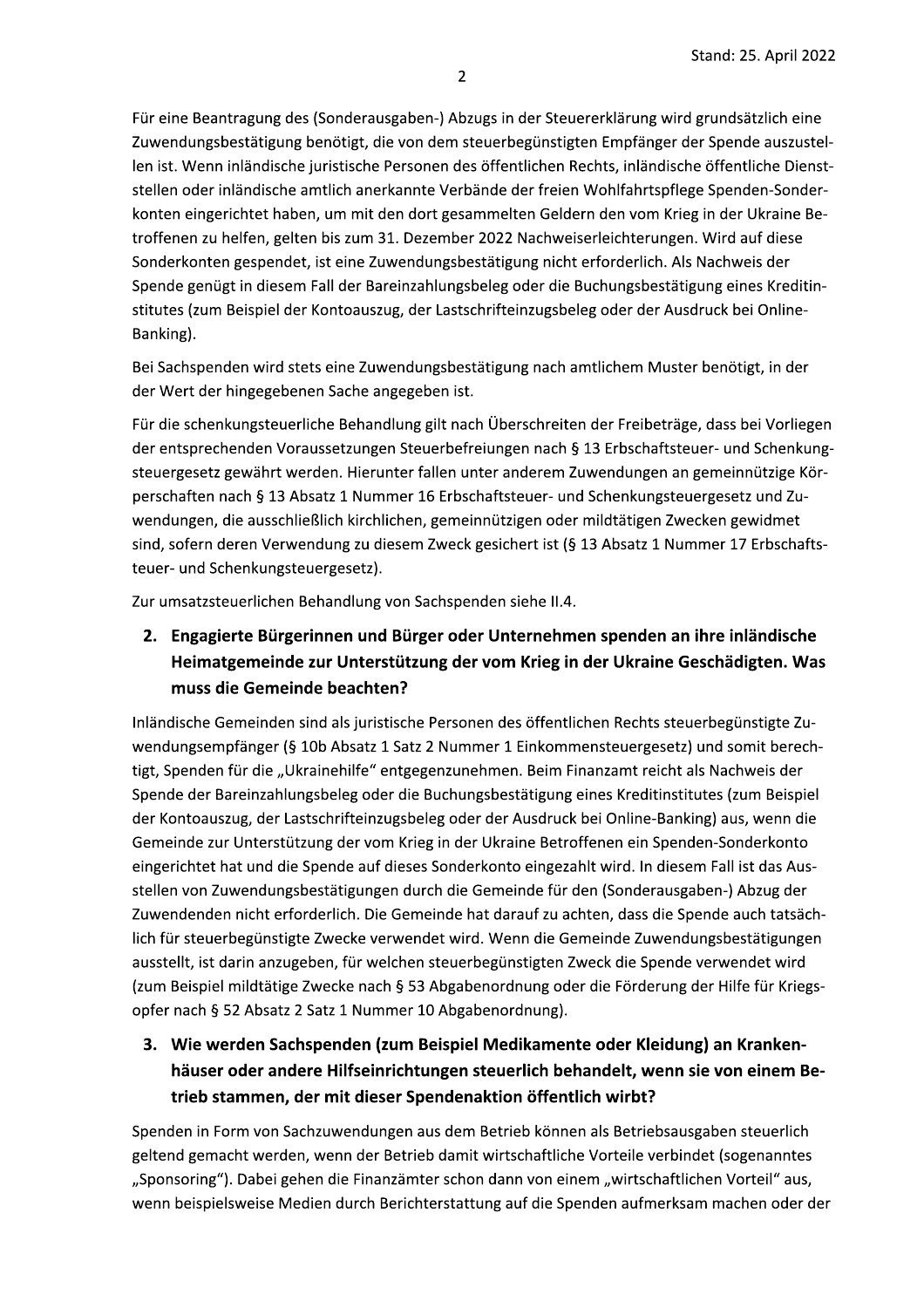Für eine Beantragung des (Sonderausgaben-) Abzugs in der Steuererklärung wird grundsätzlich eine Zuwendungsbestätigung benötigt, die von dem steuerbegünstigten Empfänger der Spende auszustellen ist. Wenn inländische juristische Personen des öffentlichen Rechts, inländische öffentliche Dienststellen oder inländische amtlich anerkannte Verbände der freien Wohlfahrtspflege Spenden-Sonderkonten eingerichtet haben, um mit den dort gesammelten Geldern den vom Krieg in der Ukraine Betroffenen zu helfen, gelten bis zum 31. Dezember 2022 Nachweiserleichterungen. Wird auf diese Sonderkonten gespendet, ist eine Zuwendungsbestätigung nicht erforderlich. Als Nachweis der Spende genügt in diesem Fall der Bareinzahlungsbeleg oder die Buchungsbestätigung eines Kreditinstitutes (zum Beispiel der Kontoauszug, der Lastschrifteinzugsbeleg oder der Ausdruck bei Online-Banking).

Bei Sachspenden wird stets eine Zuwendungsbestätigung nach amtlichem Muster benötigt, in der der Wert der hingegebenen Sache angegeben ist.

Für die schenkungsteuerliche Behandlung gilt nach Überschreiten der Freibeträge, dass bei Vorliegen der entsprechenden Voraussetzungen Steuerbefreiungen nach § 13 Erbschaftsteuer- und Schenkungsteuergesetz gewährt werden. Hierunter fallen unter anderem Zuwendungen an gemeinnützige Körperschaften nach § 13 Absatz 1 Nummer 16 Erbschaftsteuer- und Schenkungsteuergesetz und Zuwendungen, die ausschließlich kirchlichen, gemeinnützigen oder mildtätigen Zwecken gewidmet sind, sofern deren Verwendung zu diesem Zweck gesichert ist (§ 13 Absatz 1 Nummer 17 Erbschaftsteuer- und Schenkungsteuergesetz).

Zur umsatzsteuerlichen Behandlung von Sachspenden siehe II.4.

### 2. Engagierte Bürgerinnen und Bürger oder Unternehmen spenden an ihre inländische Heimatgemeinde zur Unterstützung der vom Krieg in der Ukraine Geschädigten. Was muss die Gemeinde beachten?

Inländische Gemeinden sind als juristische Personen des öffentlichen Rechts steuerbegünstigte Zuwendungsempfänger (§ 10b Absatz 1 Satz 2 Nummer 1 Einkommensteuergesetz) und somit berechtigt, Spenden für die „Ukrainehilfe" entgegenzunehmen. Beim Finanzamt reicht als Nachweis der Spende der Bareinzahlungsbeleg oder die Buchungsbestätigung eines Kreditinstitutes (zum Beispiel der Kontoauszug, der Lastschrifteinzugsbeleg oder der Ausdruck bei Online-Banking) aus, wenn die Gemeinde zur Unterstützung der vom Krieg in der Ukraine Betroffenen ein Spenden-Sonderkonto eingerichtet hat und die Spende auf dieses Sonderkonto eingezahlt wird. In diesem Fall ist das Ausstellen von Zuwendungsbestätigungen durch die Gemeinde für den (Sonderausgaben-) Abzug der Zuwendenden nicht erforderlich. Die Gemeinde hat darauf zu achten, dass die Spende auch tatsächlich für steuerbegünstigte Zwecke verwendet wird. Wenn die Gemeinde Zuwendungsbestätigungen ausstellt, ist darin anzugeben, für welchen steuerbegünstigten Zweck die Spende verwendet wird (zum Beispiel mildtätige Zwecke nach § 53 Abgabenordnung oder die Förderung der Hilfe für Kriegsopfer nach § 52 Absatz 2 Satz 1 Nummer 10 Abgabenordnung).

### 3. Wie werden Sachspenden (zum Beispiel Medikamente oder Kleidung) an Krankenhäuser oder andere Hilfseinrichtungen steuerlich behandelt, wenn sie von einem Betrieb stammen, der mit dieser Spendenaktion öffentlich wirbt?

Spenden in Form von Sachzuwendungen aus dem Betrieb können als Betriebsausgaben steuerlich geltend gemacht werden, wenn der Betrieb damit wirtschaftliche Vorteile verbindet (sogenanntes „Sponsoring"). Dabei gehen die Finanzämter schon dann von einem „wirtschaftlichen Vorteil" aus, wenn beispielsweise Medien durch Berichterstattung auf die Spenden aufmerksam machen oder der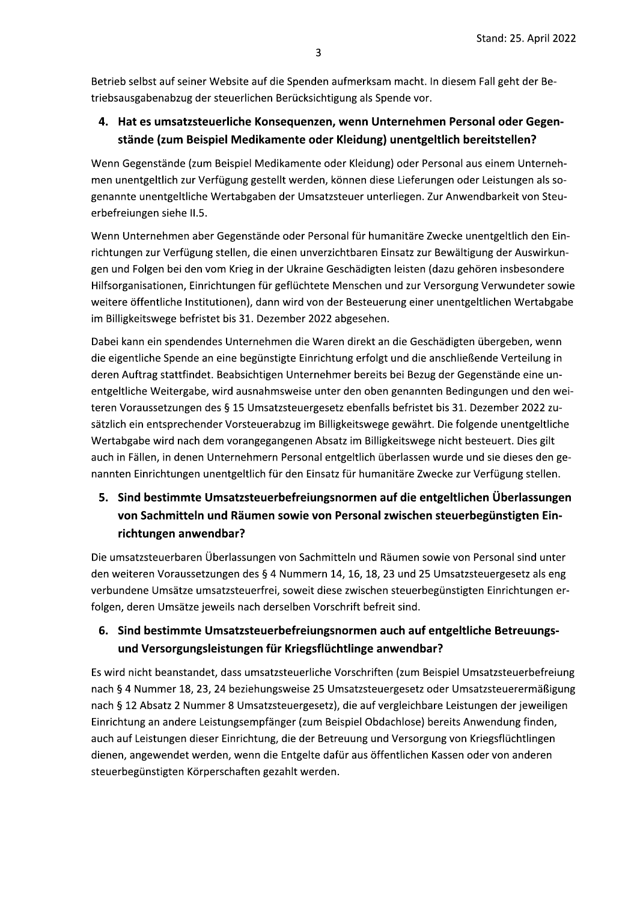Betrieb selbst auf seiner Website auf die Spenden aufmerksam macht. In diesem Fall geht der Betriebsausgabenabzug der steuerlichen Berücksichtigung als Spende vor.

## 4. Hat es umsatzsteuerliche Konsequenzen, wenn Unternehmen Personal oder Gegenstände (zum Beispiel Medikamente oder Kleidung) unentgeltlich bereitstellen?

Wenn Gegenstände (zum Beispiel Medikamente oder Kleidung) oder Personal aus einem Unternehmen unentgeltlich zur Verfügung gestellt werden, können diese Lieferungen oder Leistungen als sogenannte unentgeltliche Wertabgaben der Umsatzsteuer unterliegen. Zur Anwendbarkeit von Steuerbefreiungen siehe II.5.

Wenn Unternehmen aber Gegenstände oder Personal für humanitäre Zwecke unentgeltlich den Einrichtungen zur Verfügung stellen, die einen unverzichtbaren Einsatz zur Bewältigung der Auswirkungen und Folgen bei den vom Krieg in der Ukraine Geschädigten leisten (dazu gehören insbesondere Hilfsorganisationen, Einrichtungen für geflüchtete Menschen und zur Versorgung Verwundeter sowie weitere öffentliche Institutionen), dann wird von der Besteuerung einer unentgeltlichen Wertabgabe im Billigkeitswege befristet bis 31. Dezember 2022 abgesehen.

Dabei kann ein spendendes Unternehmen die Waren direkt an die Geschädigten übergeben, wenn die eigentliche Spende an eine begünstigte Einrichtung erfolgt und die anschließende Verteilung in deren Auftrag stattfindet. Beabsichtigen Unternehmer bereits bei Bezug der Gegenstände eine unentgeltliche Weitergabe, wird ausnahmsweise unter den oben genannten Bedingungen und den weiteren Voraussetzungen des § 15 Umsatzsteuergesetz ebenfalls befristet bis 31. Dezember 2022 zusätzlich ein entsprechender Vorsteuerabzug im Billigkeitswege gewährt. Die folgende unentgeltliche Wertabgabe wird nach dem vorangegangenen Absatz im Billigkeitswege nicht besteuert. Dies gilt auch in Fällen, in denen Unternehmern Personal entgeltlich überlassen wurde und sie dieses den genannten Einrichtungen unentgeltlich für den Einsatz für humanitäre Zwecke zur Verfügung stellen.

## 5. Sind bestimmte Umsatzsteuerbefreiungsnormen auf die entgeltlichen Überlassungen von Sachmitteln und Räumen sowie von Personal zwischen steuerbegünstigten Einrichtungen anwendbar?

Die umsatzsteuerbaren Überlassungen von Sachmitteln und Räumen sowie von Personal sind unter den weiteren Voraussetzungen des § 4 Nummern 14, 16, 18, 23 und 25 Umsatzsteuergesetz als eng verbundene Umsätze umsatzsteuerfrei, soweit diese zwischen steuerbegünstigten Einrichtungen erfolgen, deren Umsätze jeweils nach derselben Vorschrift befreit sind.

## 6. Sind bestimmte Umsatzsteuerbefreiungsnormen auch auf entgeltliche Betreuungs- und Versorgungsleistungen für Kriegsflüchtlinge anwendbar?

Es wird nicht beanstandet, dass umsatzsteuerliche Vorschriften (zum Beispiel Umsatzsteuerbefreiung nach § 4 Nummer 18, 23, 24 beziehungsweise 25 Umsatzsteuergesetz oder Umsatzsteuerermäßigung nach § 12 Absatz 2 Nummer 8 Umsatzsteuergesetz), die auf vergleichbare Leistungen der jeweiligen Einrichtung an andere Leistungsempfänger (zum Beispiel Obdachlose) bereits Anwendung finden, auch auf Leistungen dieser Einrichtung, die der Betreuung und Versorgung von Kriegsflüchtlingen dienen, angewendet werden, wenn die Entgelte dafür aus öffentlichen Kassen oder von anderen steuerbegünstigten Körperschaften gezahlt werden.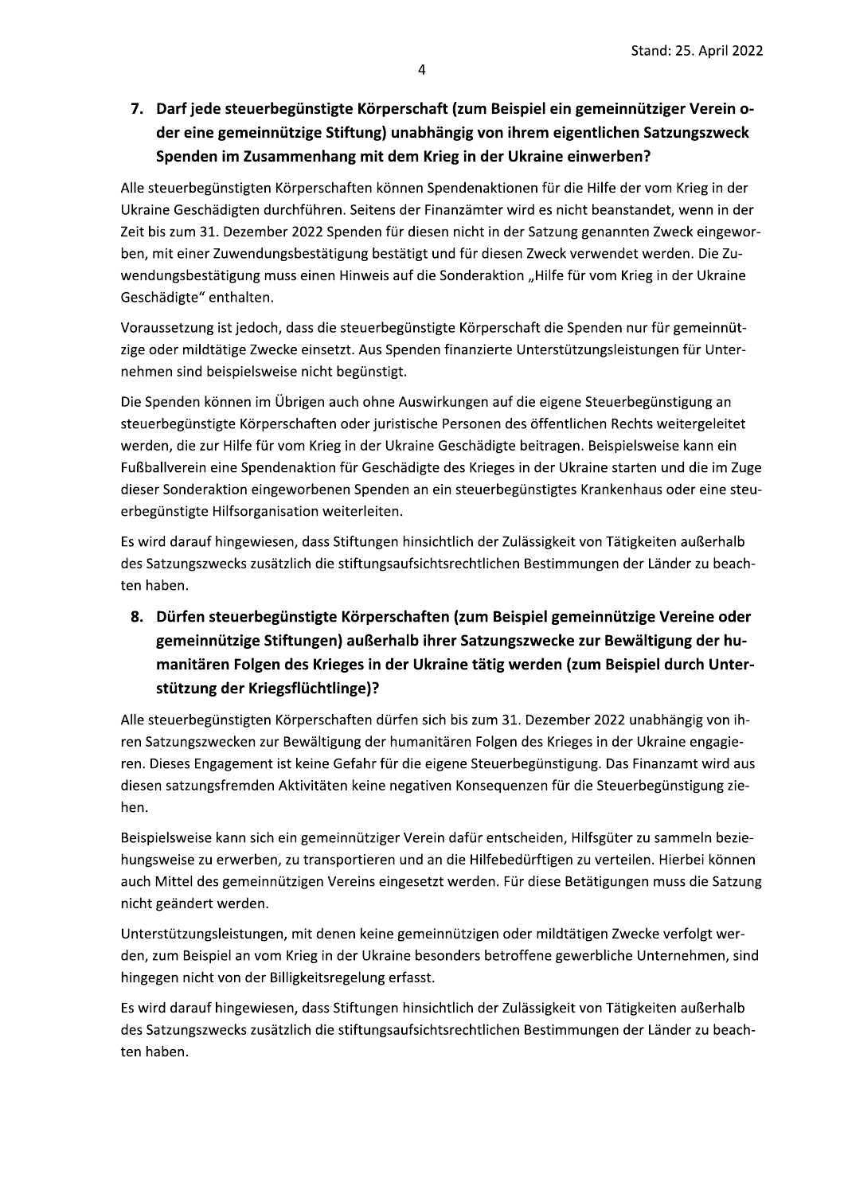## 7. Darf jede steuerbegünstigte Körperschaft (zum Beispiel ein gemeinnütziger Verein oder eine gemeinnützige Stiftung) unabhängig von ihrem eigentlichen Satzungszweck Spenden im Zusammenhang mit dem Krieg in der Ukraine einwerben?

Alle steuerbegünstigten Körperschaften können Spendenaktionen für die Hilfe der vom Krieg in der Ukraine Geschädigten durchführen. Seitens der Finanzämter wird es nicht beanstandet, wenn in der Zeit bis zum 31. Dezember 2022 Spenden für diesen nicht in der Satzung genannten Zweck eingeworben, mit einer Zuwendungsbestätigung bestätigt und für diesen Zweck verwendet werden. Die Zuwendungsbestätigung muss einen Hinweis auf die Sonderaktion „Hilfe für vom Krieg in der Ukraine Geschädigte" enthalten.

Voraussetzung ist jedoch, dass die steuerbegünstigte Körperschaft die Spenden nur für gemeinnützige oder mildtätige Zwecke einsetzt. Aus Spenden finanzierte Unterstützungsleistungen für Unternehmen sind beispielsweise nicht begünstigt.

Die Spenden können im Übrigen auch ohne Auswirkungen auf die eigene Steuerbegünstigung an steuerbegünstigte Körperschaften oder juristische Personen des öffentlichen Rechts weitergeleitet werden, die zur Hilfe für vom Krieg in der Ukraine Geschädigte beitragen. Beispielsweise kann ein Fußballverein eine Spendenaktion für Geschädigte des Krieges in der Ukraine starten und die im Zuge dieser Sonderaktion eingeworbenen Spenden an ein steuerbegünstigtes Krankenhaus oder eine steuerbegünstigte Hilfsorganisation weiterleiten.

Es wird darauf hingewiesen, dass Stiftungen hinsichtlich der Zulässigkeit von Tätigkeiten außerhalb des Satzungszwecks zusätzlich die stiftungsaufsichtsrechtlichen Bestimmungen der Länder zu beachten haben.

## 8. Dürfen steuerbegünstigte Körperschaften (zum Beispiel gemeinnützige Vereine oder gemeinnützige Stiftungen) außerhalb ihrer Satzungszwecke zur Bewältigung der humanitären Folgen des Krieges in der Ukraine tätig werden (zum Beispiel durch Unterstützung der Kriegsflüchtlinge)?

Alle steuerbegünstigten Körperschaften dürfen sich bis zum 31. Dezember 2022 unabhängig von ihren Satzungszwecken zur Bewältigung der humanitären Folgen des Krieges in der Ukraine engagieren. Dieses Engagement ist keine Gefahr für die eigene Steuerbegünstigung. Das Finanzamt wird aus diesen satzungsfremden Aktivitäten keine negativen Konsequenzen für die Steuerbegünstigung ziehen.

Beispielsweise kann sich ein gemeinnütziger Verein dafür entscheiden, Hilfsgüter zu sammeln beziehungsweise zu erwerben, zu transportieren und an die Hilfebedürftigen zu verteilen. Hierbei können auch Mittel des gemeinnützigen Vereins eingesetzt werden. Für diese Betätigungen muss die Satzung nicht geändert werden.

Unterstützungsleistungen, mit denen keine gemeinnützigen oder mildtätigen Zwecke verfolgt werden, zum Beispiel an vom Krieg in der Ukraine besonders betroffene gewerbliche Unternehmen, sind hingegen nicht von der Billigkeitsregelung erfasst.

Es wird darauf hingewiesen, dass Stiftungen hinsichtlich der Zulässigkeit von Tätigkeiten außerhalb des Satzungszwecks zusätzlich die stiftungsaufsichtsrechtlichen Bestimmungen der Länder zu beachten haben.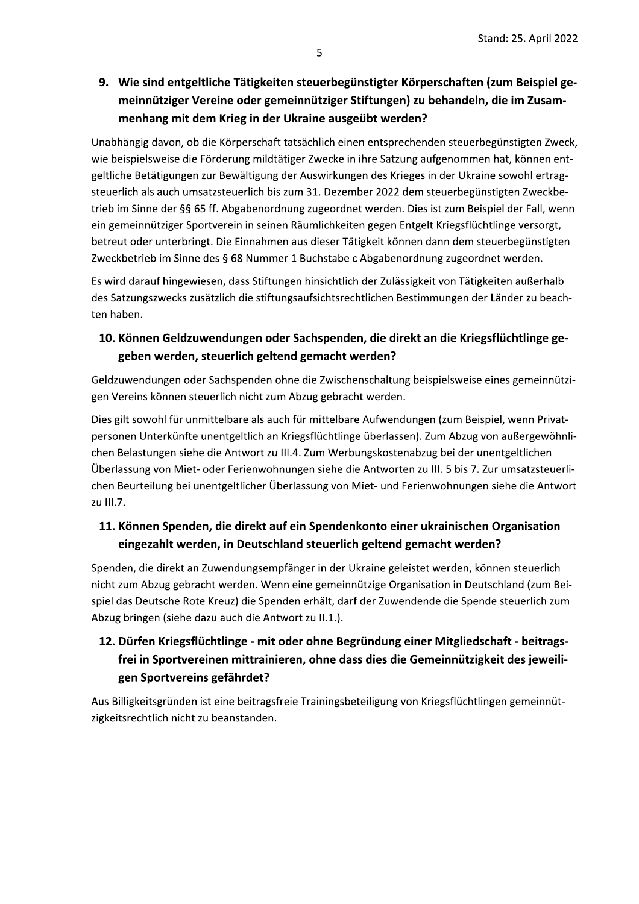## 9. Wie sind entgeltliche Tätigkeiten steuerbegünstigter Körperschaften (zum Beispiel gemeinnütziger Vereine oder gemeinnütziger Stiftungen) zu behandeln, die im Zusammenhang mit dem Krieg in der Ukraine ausgeübt werden?

Unabhängig davon, ob die Körperschaft tatsächlich einen entsprechenden steuerbegünstigten Zweck, wie beispielsweise die Förderung mildtätiger Zwecke in ihre Satzung aufgenommen hat, können entgeltliche Betätigungen zur Bewältigung der Auswirkungen des Krieges in der Ukraine sowohl ertragsteuerlich als auch umsatzsteuerlich bis zum 31. Dezember 2022 dem steuerbegünstigten Zweckbetrieb im Sinne der §§ 65 ff. Abgabenordnung zugeordnet werden. Dies ist zum Beispiel der Fall, wenn ein gemeinnütziger Sportverein in seinen Räumlichkeiten gegen Entgelt Kriegsflüchtlinge versorgt, betreut oder unterbringt. Die Einnahmen aus dieser Tätigkeit können dann dem steuerbegünstigten Zweckbetrieb im Sinne des § 68 Nummer 1 Buchstabe c Abgabenordnung zugeordnet werden.

Es wird darauf hingewiesen, dass Stiftungen hinsichtlich der Zulässigkeit von Tätigkeiten außerhalb des Satzungszwecks zusätzlich die stiftungsaufsichtsrechtlichen Bestimmungen der Länder zu beachten haben.

## 10. Können Geldzuwendungen oder Sachspenden, die direkt an die Kriegsflüchtlinge gegeben werden, steuerlich geltend gemacht werden?

Geldzuwendungen oder Sachspenden ohne die Zwischenschaltung beispielsweise eines gemeinnützigen Vereins können steuerlich nicht zum Abzug gebracht werden.

Dies gilt sowohl für unmittelbare als auch für mittelbare Aufwendungen (zum Beispiel, wenn Privatpersonen Unterkünfte unentgeltlich an Kriegsflüchtlinge überlassen). Zum Abzug von außergewöhnlichen Belastungen siehe die Antwort zu III.4. Zum Werbungskostenabzug bei der unentgeltlichen Überlassung von Miet- oder Ferienwohnungen siehe die Antworten zu III. 5 bis 7. Zur umsatzsteuerlichen Beurteilung bei unentgeltlicher Überlassung von Miet- und Ferienwohnungen siehe die Antwort zu III.7.

## 11. Können Spenden, die direkt auf ein Spendenkonto einer ukrainischen Organisation eingezahlt werden, in Deutschland steuerlich geltend gemacht werden?

Spenden, die direkt an Zuwendungsempfänger in der Ukraine geleistet werden, können steuerlich nicht zum Abzug gebracht werden. Wenn eine gemeinnützige Organisation in Deutschland (zum Beispiel das Deutsche Rote Kreuz) die Spenden erhält, darf der Zuwendende die Spende steuerlich zum Abzug bringen (siehe dazu auch die Antwort zu II.1.).

## 12. Dürfen Kriegsflüchtlinge - mit oder ohne Begründung einer Mitgliedschaft - beitragsfrei in Sportvereinen mittrainieren, ohne dass dies die Gemeinnützigkeit des jeweiligen Sportvereins gefährdet?

Aus Billigkeitsgründen ist eine beitragsfreie Trainingsbeteiligung von Kriegsflüchtlingen gemeinnützigkeitsrechtlich nicht zu beanstanden.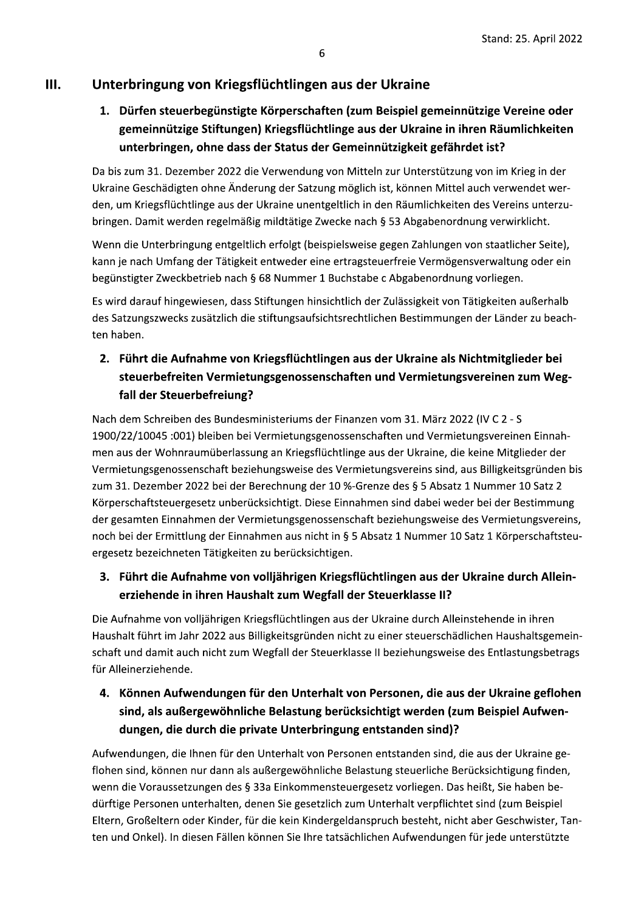## III. Unterbringung von Kriegsflüchtlingen aus der Ukraine

### 1. Dürfen steuerbegünstigte Körperschaften (zum Beispiel gemeinnützige Vereine oder gemeinnützige Stiftungen) Kriegsflüchtlinge aus der Ukraine in ihren Räumlichkeiten unterbringen, ohne dass der Status der Gemeinnützigkeit gefährdet ist?

Da bis zum 31. Dezember 2022 die Verwendung von Mitteln zur Unterstützung von im Krieg in der Ukraine Geschädigten ohne Änderung der Satzung möglich ist, können Mittel auch verwendet werden, um Kriegsflüchtlinge aus der Ukraine unentgeltlich in den Räumlichkeiten des Vereins unterzubringen. Damit werden regelmäßig mildtätige Zwecke nach § 53 Abgabenordnung verwirklicht.

Wenn die Unterbringung entgeltlich erfolgt (beispielsweise gegen Zahlungen von staatlicher Seite), kann je nach Umfang der Tätigkeit entweder eine ertragsteuerfreie Vermögensverwaltung oder ein begünstigter Zweckbetrieb nach § 68 Nummer 1 Buchstabe c Abgabenordnung vorliegen.

Es wird darauf hingewiesen, dass Stiftungen hinsichtlich der Zulässigkeit von Tätigkeiten außerhalb des Satzungszwecks zusätzlich die stiftungsaufsichtsrechtlichen Bestimmungen der Länder zu beachten haben.

### 2. Führt die Aufnahme von Kriegsflüchtlingen aus der Ukraine als Nichtmitglieder bei steuerbefreiten Vermietungsgenossenschaften und Vermietungsvereinen zum Wegfall der Steuerbefreiung?

Nach dem Schreiben des Bundesministeriums der Finanzen vom 31. März 2022 (IV C 2 - S 1900/22/10045 :001) bleiben bei Vermietungsgenossenschaften und Vermietungsvereinen Einnahmen aus der Wohnraumüberlassung an Kriegsflüchtlinge aus der Ukraine, die keine Mitglieder der Vermietungsgenossenschaft beziehungsweise des Vermietungsvereins sind, aus Billigkeitsgründen bis zum 31. Dezember 2022 bei der Berechnung der 10 %-Grenze des § 5 Absatz 1 Nummer 10 Satz 2 Körperschaftsteuergesetz unberücksichtigt. Diese Einnahmen sind dabei weder bei der Bestimmung der gesamten Einnahmen der Vermietungsgenossenschaft beziehungsweise des Vermietungsvereins, noch bei der Ermittlung der Einnahmen aus nicht in § 5 Absatz 1 Nummer 10 Satz 1 Körperschaftsteuergesetz bezeichneten Tätigkeiten zu berücksichtigen.

### 3. Führt die Aufnahme von volljährigen Kriegsflüchtlingen aus der Ukraine durch Alleinerziehende in ihren Haushalt zum Wegfall der Steuerklasse II?

Die Aufnahme von volljährigen Kriegsflüchtlingen aus der Ukraine durch Alleinstehende in ihren Haushalt führt im Jahr 2022 aus Billigkeitsgründen nicht zu einer steuerschädlichen Haushaltsgemeinschaft und damit auch nicht zum Wegfall der Steuerklasse II beziehungsweise des Entlastungsbetrags für Alleinerziehende.

### 4. Können Aufwendungen für den Unterhalt von Personen, die aus der Ukraine geflohen sind, als außergewöhnliche Belastung berücksichtigt werden (zum Beispiel Aufwendungen, die durch die private Unterbringung entstanden sind)?

Aufwendungen, die Ihnen für den Unterhalt von Personen entstanden sind, die aus der Ukraine geflohen sind, können nur dann als außergewöhnliche Belastung steuerliche Berücksichtigung finden, wenn die Voraussetzungen des § 33a Einkommensteuergesetz vorliegen. Das heißt, Sie haben bedürftige Personen unterhalten, denen Sie gesetzlich zum Unterhalt verpflichtet sind (zum Beispiel Eltern, Großeltern oder Kinder, für die kein Kindergeldanspruch besteht, nicht aber Geschwister, Tanten und Onkel). In diesen Fällen können Sie Ihre tatsächlichen Aufwendungen für jede unterstützte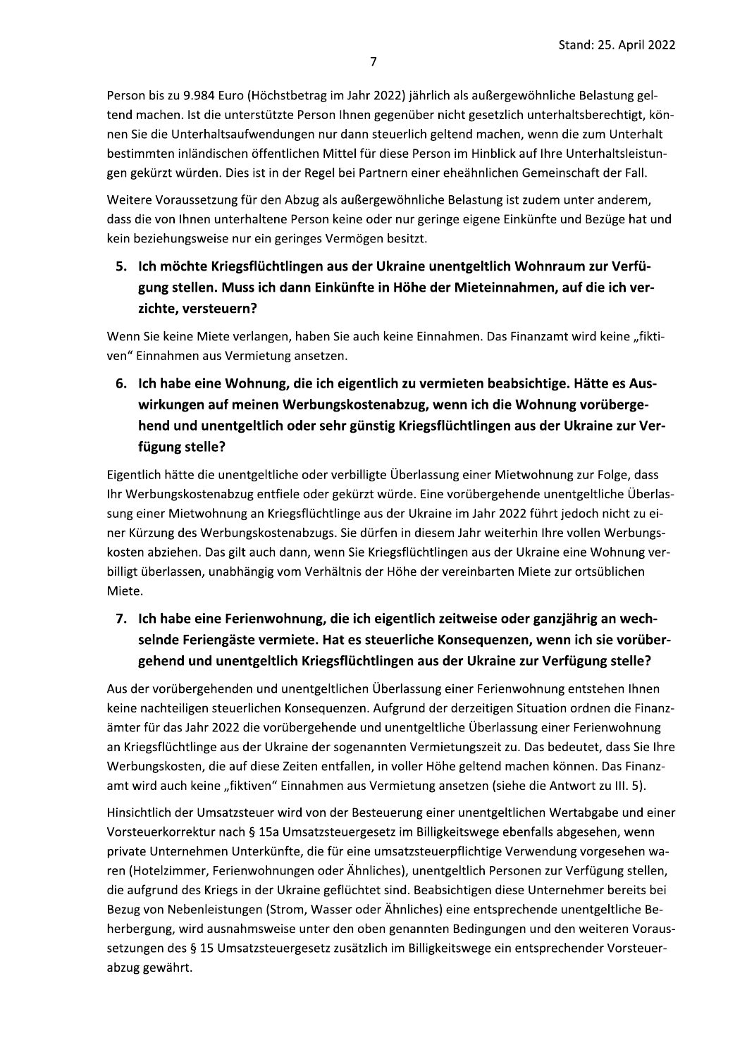Person bis zu 9.984 Euro (Höchstbetrag im Jahr 2022) jährlich als außergewöhnliche Belastung geltend machen. Ist die unterstützte Person Ihnen gegenüber nicht gesetzlich unterhaltsberechtigt, können Sie die Unterhaltsaufwendungen nur dann steuerlich geltend machen, wenn die zum Unterhalt bestimmten inländischen öffentlichen Mittel für diese Person im Hinblick auf Ihre Unterhaltsleistungen gekürzt würden. Dies ist in der Regel bei Partnern einer eheähnlichen Gemeinschaft der Fall.

Weitere Voraussetzung für den Abzug als außergewöhnliche Belastung ist zudem unter anderem, dass die von Ihnen unterhaltene Person keine oder nur geringe eigene Einkünfte und Bezüge hat und kein beziehungsweise nur ein geringes Vermögen besitzt.

### 5. Ich möchte Kriegsflüchtlingen aus der Ukraine unentgeltlich Wohnraum zur Verfügung stellen. Muss ich dann Einkünfte in Höhe der Mieteinnahmen, auf die ich verzichte, versteuern?

Wenn Sie keine Miete verlangen, haben Sie auch keine Einnahmen. Das Finanzamt wird keine „fiktiven" Einnahmen aus Vermietung ansetzen.

### 6. Ich habe eine Wohnung, die ich eigentlich zu vermieten beabsichtige. Hätte es Auswirkungen auf meinen Werbungskostenabzug, wenn ich die Wohnung vorübergehend und unentgeltlich oder sehr günstig Kriegsflüchtlingen aus der Ukraine zur Verfügung stelle?

Eigentlich hätte die unentgeltliche oder verbilligte Überlassung einer Mietwohnung zur Folge, dass Ihr Werbungskostenabzug entfiele oder gekürzt würde. Eine vorübergehende unentgeltliche Überlassung einer Mietwohnung an Kriegsflüchtlinge aus der Ukraine im Jahr 2022 führt jedoch nicht zu einer Kürzung des Werbungskostenabzugs. Sie dürfen in diesem Jahr weiterhin Ihre vollen Werbungskosten abziehen. Das gilt auch dann, wenn Sie Kriegsflüchtlingen aus der Ukraine eine Wohnung verbilligt überlassen, unabhängig vom Verhältnis der Höhe der vereinbarten Miete zur ortsüblichen Miete.

### 7. Ich habe eine Ferienwohnung, die ich eigentlich zeitweise oder ganzjährig an wechselnde Feriengäste vermiete. Hat es steuerliche Konsequenzen, wenn ich sie vorübergehend und unentgeltlich Kriegsflüchtlingen aus der Ukraine zur Verfügung stelle?

Aus der vorübergehenden und unentgeltlichen Überlassung einer Ferienwohnung entstehen Ihnen keine nachteiligen steuerlichen Konsequenzen. Aufgrund der derzeitigen Situation ordnen die Finanzämter für das Jahr 2022 die vorübergehende und unentgeltliche Überlassung einer Ferienwohnung an Kriegsflüchtlinge aus der Ukraine der sogenannten Vermietungszeit zu. Das bedeutet, dass Sie Ihre Werbungskosten, die auf diese Zeiten entfallen, in voller Höhe geltend machen können. Das Finanzamt wird auch keine „fiktiven" Einnahmen aus Vermietung ansetzen (siehe die Antwort zu III. 5).

Hinsichtlich der Umsatzsteuer wird von der Besteuerung einer unentgeltlichen Wertabgabe und einer Vorsteuerkorrektur nach § 15a Umsatzsteuergesetz im Billigkeitswege ebenfalls abgesehen, wenn private Unternehmen Unterkünfte, die für eine umsatzsteuerpflichtige Verwendung vorgesehen waren (Hotelzimmer, Ferienwohnungen oder Ähnliches), unentgeltlich Personen zur Verfügung stellen, die aufgrund des Kriegs in der Ukraine geflüchtet sind. Beabsichtigen diese Unternehmer bereits bei Bezug von Nebenleistungen (Strom, Wasser oder Ähnliches) eine entsprechende unentgeltliche Beherbergung, wird ausnahmsweise unter den oben genannten Bedingungen und den weiteren Voraussetzungen des § 15 Umsatzsteuergesetz zusätzlich im Billigkeitswege ein entsprechender Vorsteuerabzug gewährt.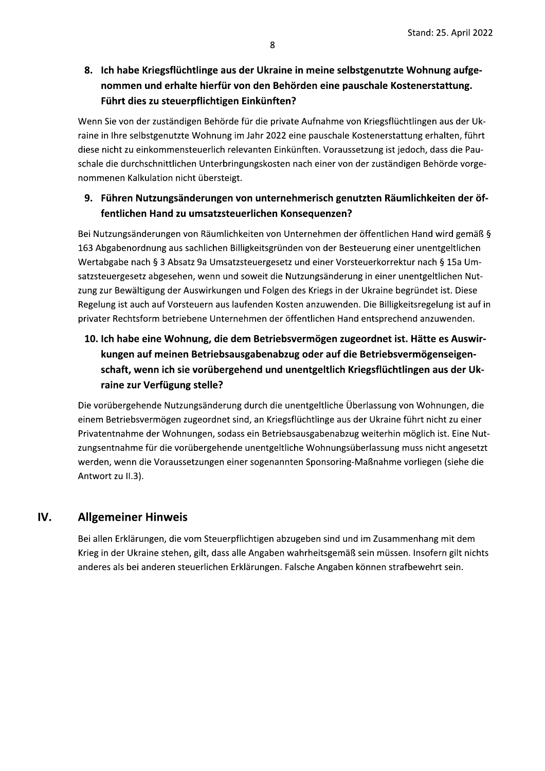### 8. Ich habe Kriegsflüchtlinge aus der Ukraine in meine selbstgenutzte Wohnung aufgenommen und erhalte hierfür von den Behörden eine pauschale Kostenerstattung. Führt dies zu steuerpflichtigen Einkünften?

Wenn Sie von der zuständigen Behörde für die private Aufnahme von Kriegsflüchtlingen aus der Ukraine in Ihre selbstgenutzte Wohnung im Jahr 2022 eine pauschale Kostenerstattung erhalten, führt diese nicht zu einkommensteuerlich relevanten Einkünften. Voraussetzung ist jedoch, dass die Pauschale die durchschnittlichen Unterbringungskosten nach einer von der zuständigen Behörde vorgenommenen Kalkulation nicht übersteigt.

### 9. Führen Nutzungsänderungen von unternehmerisch genutzten Räumlichkeiten der öffentlichen Hand zu umsatzsteuerlichen Konsequenzen?

Bei Nutzungsänderungen von Räumlichkeiten von Unternehmen der öffentlichen Hand wird gemäß § 163 Abgabenordnung aus sachlichen Billigkeitsgründen von der Besteuerung einer unentgeltlichen Wertabgabe nach § 3 Absatz 9a Umsatzsteuergesetz und einer Vorsteuerkorrektur nach § 15a Umsatzsteuergesetz abgesehen, wenn und soweit die Nutzungsänderung in einer unentgeltlichen Nutzung zur Bewältigung der Auswirkungen und Folgen des Kriegs in der Ukraine begründet ist. Diese Regelung ist auch auf Vorsteuern aus laufenden Kosten anzuwenden. Die Billigkeitsregelung ist auf in privater Rechtsform betriebene Unternehmen der öffentlichen Hand entsprechend anzuwenden.

### 10. Ich habe eine Wohnung, die dem Betriebsvermögen zugeordnet ist. Hätte es Auswirkungen auf meinen Betriebsausgabenabzug oder auf die Betriebsvermögenseigenschaft, wenn ich sie vorübergehend und unentgeltlich Kriegsflüchtlingen aus der Ukraine zur Verfügung stelle?

Die vorübergehende Nutzungsänderung durch die unentgeltliche Überlassung von Wohnungen, die einem Betriebsvermögen zugeordnet sind, an Kriegsflüchtlinge aus der Ukraine führt nicht zu einer Privatentnahme der Wohnungen, sodass ein Betriebsausgabenabzug weiterhin möglich ist. Eine Nutzungsentnahme für die vorübergehende unentgeltliche Wohnungsüberlassung muss nicht angesetzt werden, wenn die Voraussetzungen einer sogenannten Sponsoring-Maßnahme vorliegen (siehe die Antwort zu II.3).

## IV. Allgemeiner Hinweis

Bei allen Erklärungen, die vom Steuerpflichtigen abzugeben sind und im Zusammenhang mit dem Krieg in der Ukraine stehen, gilt, dass alle Angaben wahrheitsgemäß sein müssen. Insofern gilt nichts anderes als bei anderen steuerlichen Erklärungen. Falsche Angaben können strafbewehrt sein.